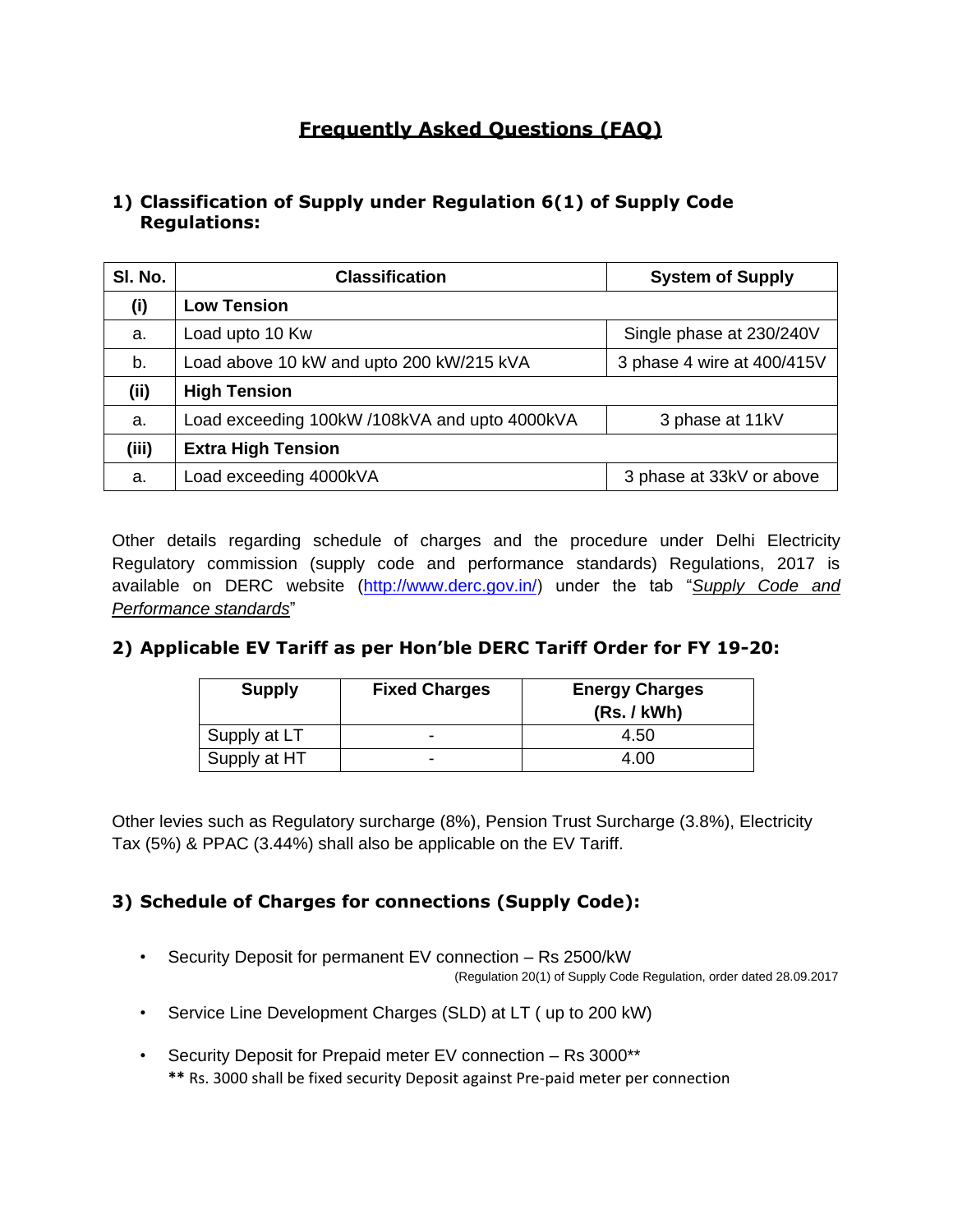# Frequently Asked Questions (FAQ)

## 1) Classification of Supply under Regulation 6(1) of Supply Code Regulations:

| Sl. No. | Classification | System of Supply |
|---|---|---|
| **(i)** | **Low Tension** | |
| a. | Load upto 10 Kw | Single phase at 230/240V |
| b. | Load above 10 kW and upto 200 kW/215 kVA | 3 phase 4 wire at 400/415V |
| **(ii)** | **High Tension** | |
| a. | Load exceeding 100kW /108kVA and upto 4000kVA | 3 phase at 11kV |
| **(iii)** | **Extra High Tension** | |
| a. | Load exceeding 4000kVA | 3 phase at 33kV or above |

Other details regarding schedule of charges and the procedure under Delhi Electricity Regulatory commission (supply code and performance standards) Regulations, 2017 is available on DERC website (http://www.derc.gov.in/) under the tab "*Supply Code and Performance standards*"

## 2) Applicable EV Tariff as per Hon'ble DERC Tariff Order for FY 19-20:

| Supply | Fixed Charges | Energy Charges (Rs. / kWh) |
|---|---|---|
| Supply at LT | - | 4.50 |
| Supply at HT | - | 4.00 |

Other levies such as Regulatory surcharge (8%), Pension Trust Surcharge (3.8%), Electricity Tax (5%) & PPAC (3.44%) shall also be applicable on the EV Tariff.

## 3) Schedule of Charges for connections (Supply Code):

- Security Deposit for permanent EV connection – Rs 2500/kW
  (Regulation 20(1) of Supply Code Regulation, order dated 28.09.2017
- Service Line Development Charges (SLD) at LT ( up to 200 kW)
- Security Deposit for Prepaid meter EV connection – Rs 3000**
  **\*\*** Rs. 3000 shall be fixed security Deposit against Pre-paid meter per connection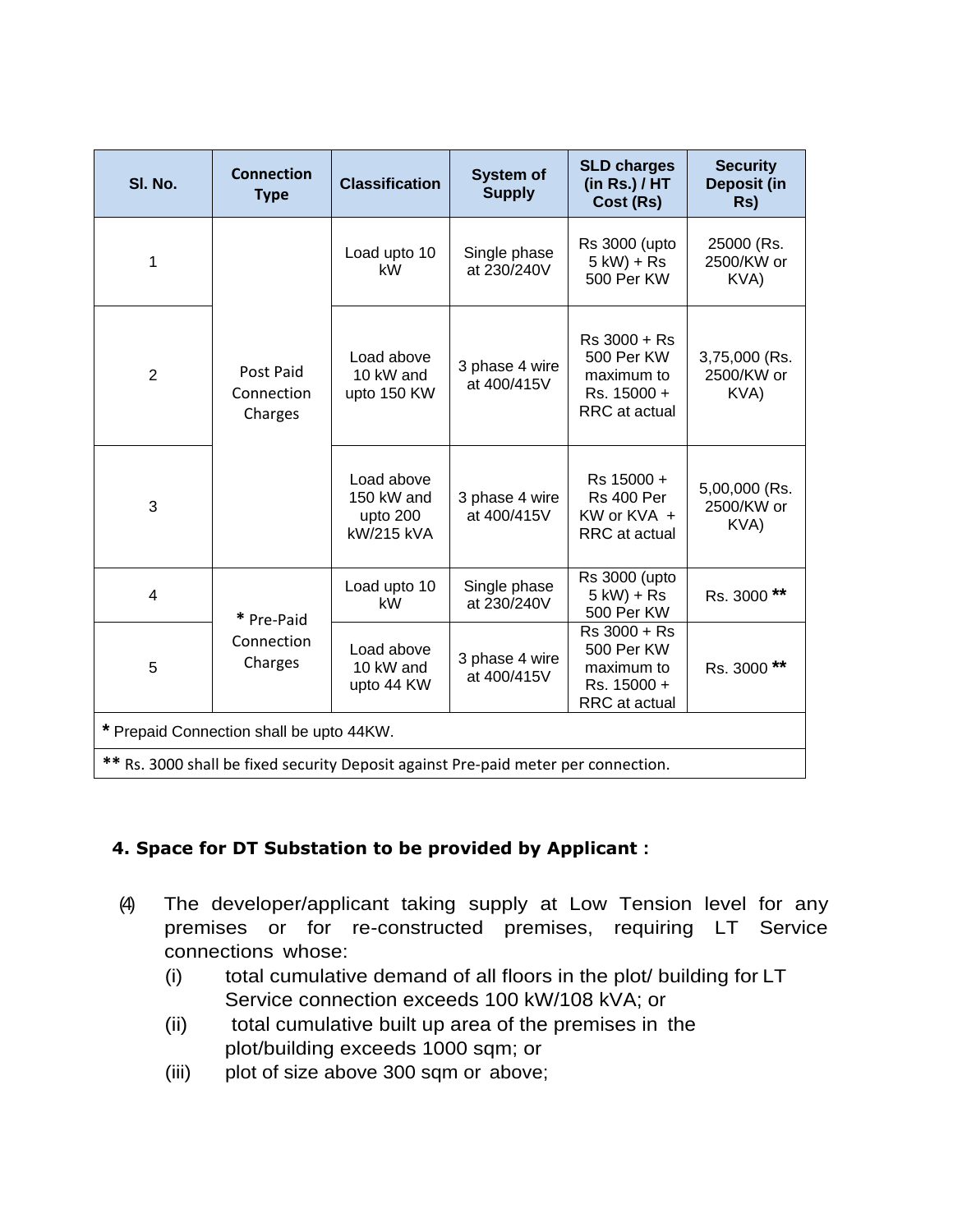| Sl. No. | Connection Type | Classification | System of Supply | SLD charges (in Rs.) / HT Cost (Rs) | Security Deposit (in Rs) |
|---|---|---|---|---|---|
| 1 | Post Paid Connection Charges | Load upto 10 kW | Single phase at 230/240V | Rs 3000 (upto 5 kW) + Rs 500 Per KW | 25000 (Rs. 2500/KW or KVA) |
| 2 | | Load above 10 kW and upto 150 KW | 3 phase 4 wire at 400/415V | Rs 3000 + Rs 500 Per KW maximum to Rs. 15000 + RRC at actual | 3,75,000 (Rs. 2500/KW or KVA) |
| 3 | | Load above 150 kW and upto 200 kW/215 kVA | 3 phase 4 wire at 400/415V | Rs 15000 + Rs 400 Per KW or KVA + RRC at actual | 5,00,000 (Rs. 2500/KW or KVA) |
| 4 | * Pre-Paid Connection Charges | Load upto 10 kW | Single phase at 230/240V | Rs 3000 (upto 5 kW) + Rs 500 Per KW | Rs. 3000 ** |
| 5 | | Load above 10 kW and upto 44 KW | 3 phase 4 wire at 400/415V | Rs 3000 + Rs 500 Per KW maximum to Rs. 15000 + RRC at actual | Rs. 3000 ** |
| * Prepaid Connection shall be upto 44KW. | | | | | |
| ** Rs. 3000 shall be fixed security Deposit against Pre-paid meter per connection. | | | | | |

**4. Space for DT Substation to be provided by Applicant :**

(4) The developer/applicant taking supply at Low Tension level for any premises or for re-constructed premises, requiring LT Service connections whose:

- (i) total cumulative demand of all floors in the plot/ building for LT Service connection exceeds 100 kW/108 kVA; or
- (ii) total cumulative built up area of the premises in the plot/building exceeds 1000 sqm; or
- (iii) plot of size above 300 sqm or above;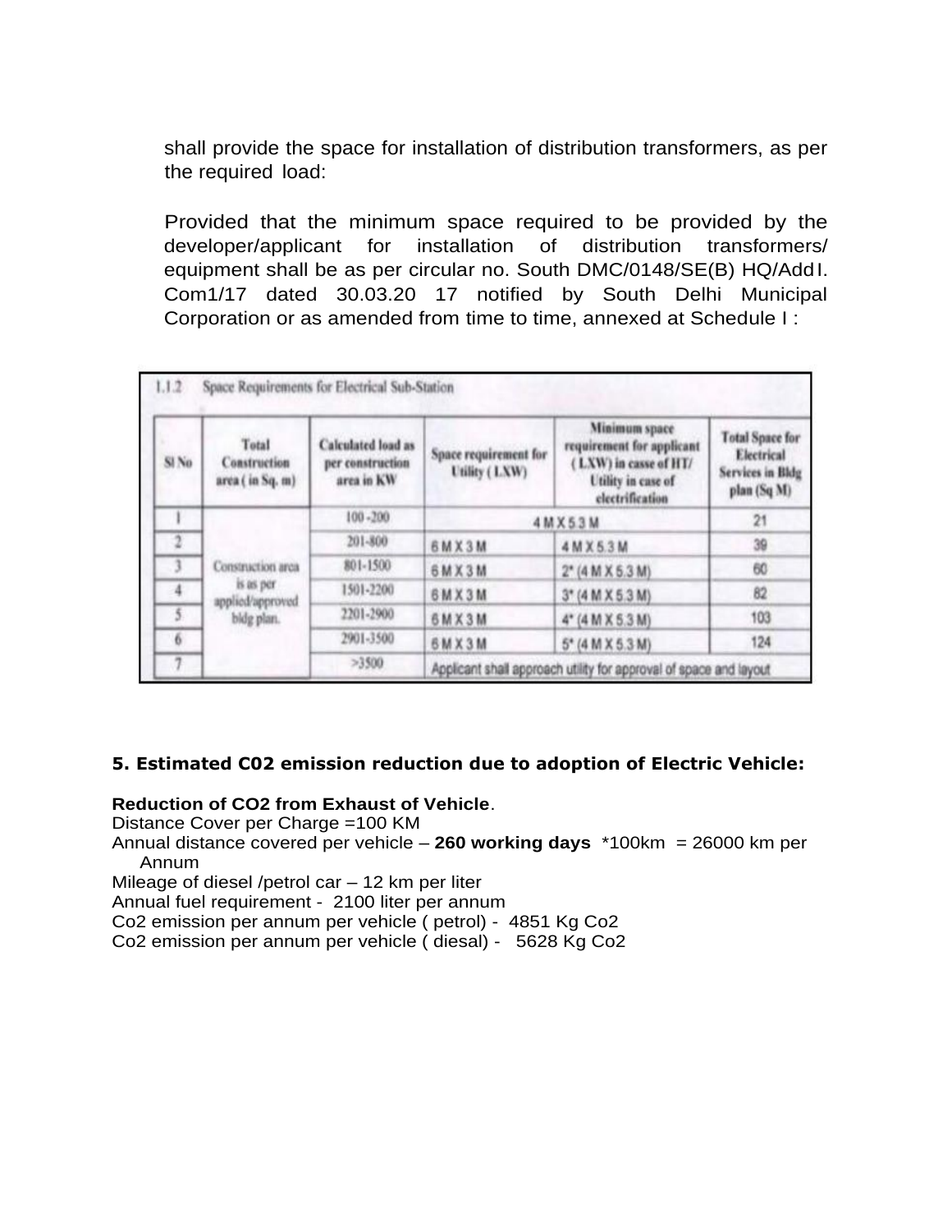shall provide the space for installation of distribution transformers, as per the required load:

Provided that the minimum space required to be provided by the developer/applicant for installation of distribution transformers/ equipment shall be as per circular no. South DMC/0148/SE(B) HQ/AddI. Com1/17 dated 30.03.20 17 notified by South Delhi Municipal Corporation or as amended from time to time, annexed at Schedule I :

1.1.2 Space Requirements for Electrical Sub-Station

| Sl No | Total Construction area ( in Sq. m) | Calculated load as per construction area in KW | Space requirement for Utility ( LXW) | Minimum space requirement for applicant ( LXW) in casse of HT/ Utility in case of electrification | Total Space for Electrical Services in Bldg plan (Sq M) |
|---|---|---|---|---|---|
| 1 | Construction area is as per applied/approved bldg plan. | 100 -200 | 4 M X 5.3 M | | 21 |
| 2 | | 201-800 | 6 M X 3 M | 4 M X 5.3 M | 39 |
| 3 | | 801-1500 | 6 M X 3 M | 2* (4 M X 5.3 M) | 60 |
| 4 | | 1501-2200 | 6 M X 3 M | 3* (4 M X 5.3 M) | 82 |
| 5 | | 2201-2900 | 6 M X 3 M | 4* (4 M X 5.3 M) | 103 |
| 6 | | 2901-3500 | 6 M X 3 M | 5* (4 M X 5.3 M) | 124 |
| 7 | | >3500 | Applicant shall approach utility for approval of space and layout | | |

**5. Estimated C02 emission reduction due to adoption of Electric Vehicle:**

**Reduction of CO2 from Exhaust of Vehicle**.

Distance Cover per Charge =100 KM

Annual distance covered per vehicle – **260 working days** *100km = 26000 km per Annum

Mileage of diesel /petrol car – 12 km per liter

Annual fuel requirement - 2100 liter per annum

Co2 emission per annum per vehicle ( petrol) - 4851 Kg Co2

Co2 emission per annum per vehicle ( diesal) - 5628 Kg Co2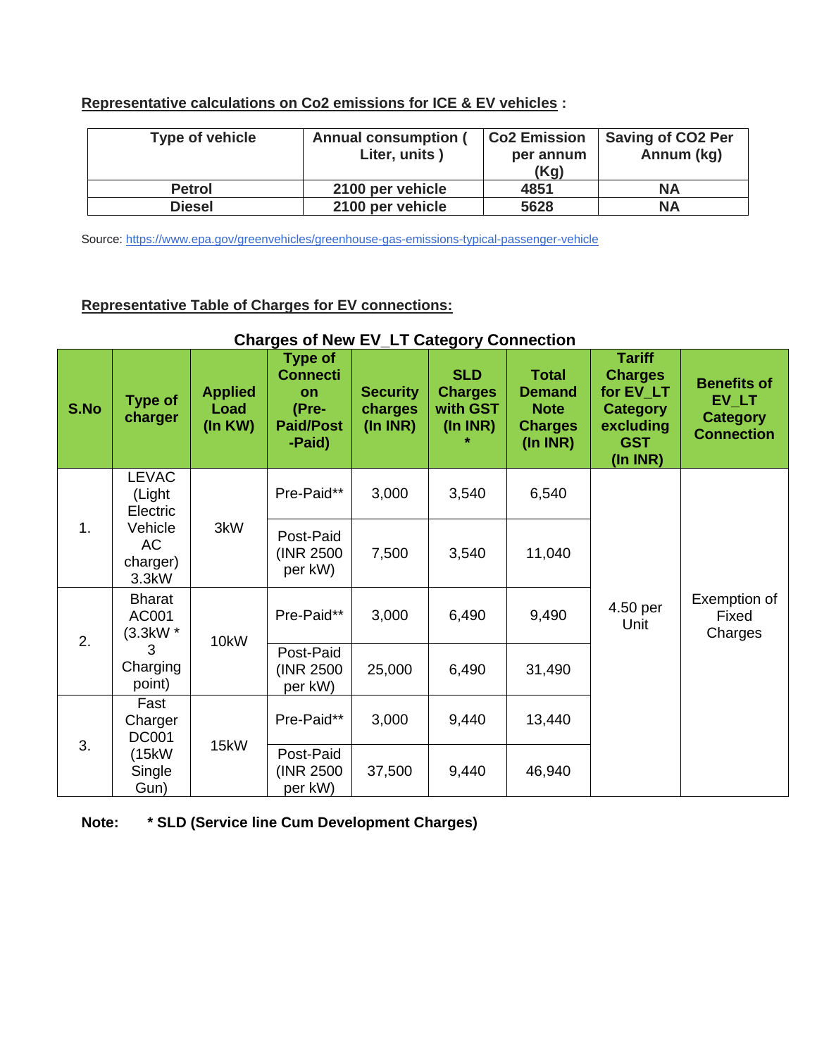**Representative calculations on $CO_2$ emissions for ICE & EV vehicles :**

| Type of vehicle | Annual consumption ( Liter, units ) | $CO_2$ Emission per annum (Kg) | Saving of $CO_2$ Per Annum (kg) |
|---|---|---|---|
| **Petrol** | **2100 per vehicle** | **4851** | **NA** |
| **Diesel** | **2100 per vehicle** | **5628** | **NA** |

Source: https://www.epa.gov/greenvehicles/greenhouse-gas-emissions-typical-passenger-vehicle

**Representative Table of Charges for EV connections:**

**Charges of New EV_LT Category Connection**

| S.No | Type of charger | Applied Load (In KW) | Type of Connection (Pre-Paid/Post-Paid) | Security charges (In INR) | SLD Charges with GST (In INR) * | Total Demand Note Charges (In INR) | Tariff Charges for EV_LT Category excluding GST (In INR) | Benefits of EV_LT Category Connection |
|---|---|---|---|---|---|---|---|---|
| 1. | LEVAC (Light Electric Vehicle AC charger) 3.3kW | 3kW | Pre-Paid** | 3,000 | 3,540 | 6,540 | 4.50 per Unit | Exemption of Fixed Charges |
| | | | Post-Paid (INR 2500 per kW) | 7,500 | 3,540 | 11,040 | | |
| 2. | Bharat AC001 (3.3kW * 3 Charging point) | 10kW | Pre-Paid** | 3,000 | 6,490 | 9,490 | | |
| | | | Post-Paid (INR 2500 per kW) | 25,000 | 6,490 | 31,490 | | |
| 3. | Fast Charger DC001 (15kW Single Gun) | 15kW | Pre-Paid** | 3,000 | 9,440 | 13,440 | | |
| | | | Post-Paid (INR 2500 per kW) | 37,500 | 9,440 | 46,940 | | |

**Note: * SLD (Service line Cum Development Charges)**